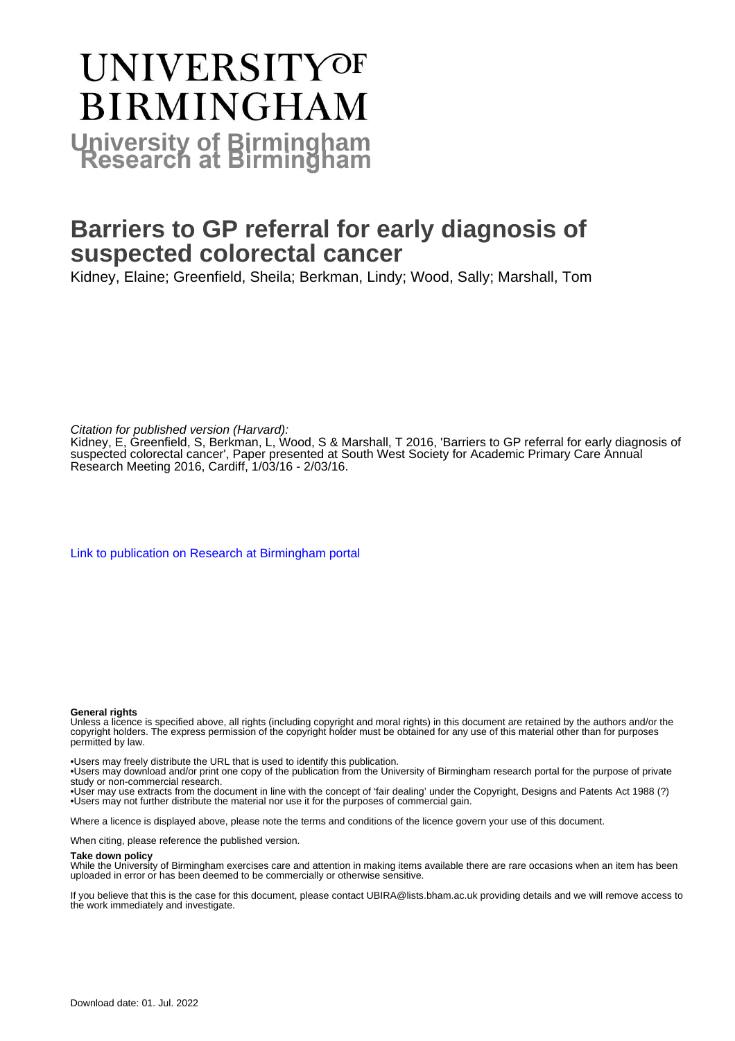# UNIVERSITY OF BIRMINGHAM

## University of Birmingham Research at Birmingham

# Barriers to GP referral for early diagnosis of suspected colorectal cancer

Kidney, Elaine; Greenfield, Sheila; Berkman, Lindy; Wood, Sally; Marshall, Tom

*Citation for published version (Harvard):*

Kidney, E, Greenfield, S, Berkman, L, Wood, S & Marshall, T 2016, 'Barriers to GP referral for early diagnosis of suspected colorectal cancer', Paper presented at South West Society for Academic Primary Care Annual Research Meeting 2016, Cardiff, 1/03/16 - 2/03/16.

Link to publication on Research at Birmingham portal

**General rights**

Unless a licence is specified above, all rights (including copyright and moral rights) in this document are retained by the authors and/or the copyright holders. The express permission of the copyright holder must be obtained for any use of this material other than for purposes permitted by law.

•Users may freely distribute the URL that is used to identify this publication.
•Users may download and/or print one copy of the publication from the University of Birmingham research portal for the purpose of private study or non-commercial research.
•User may use extracts from the document in line with the concept of 'fair dealing' under the Copyright, Designs and Patents Act 1988 (?)
•Users may not further distribute the material nor use it for the purposes of commercial gain.

Where a licence is displayed above, please note the terms and conditions of the licence govern your use of this document.

When citing, please reference the published version.

**Take down policy**

While the University of Birmingham exercises care and attention in making items available there are rare occasions when an item has been uploaded in error or has been deemed to be commercially or otherwise sensitive.

If you believe that this is the case for this document, please contact UBIRA@lists.bham.ac.uk providing details and we will remove access to the work immediately and investigate.

Download date: 01. Jul. 2022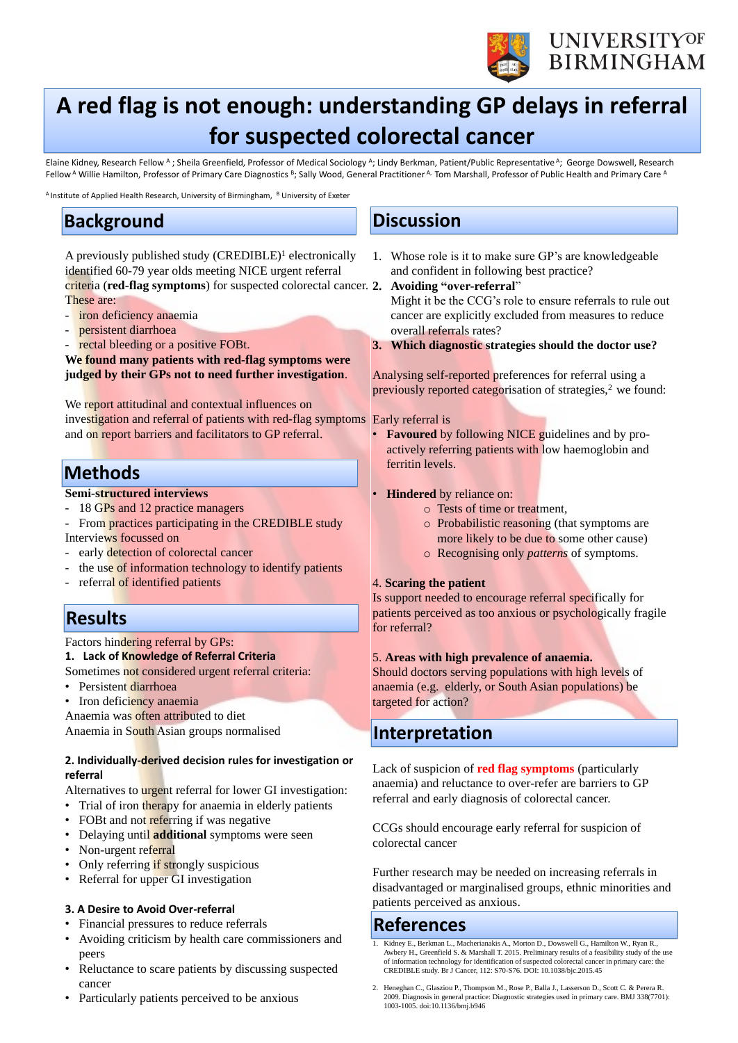# A red flag is not enough: understanding GP delays in referral for suspected colorectal cancer

Elaine Kidney, Research Fellow [A] ; Sheila Greenfield, Professor of Medical Sociology [A]; Lindy Berkman, Patient/Public Representative [A]; George Dowswell, Research Fellow [A] Willie Hamilton, Professor of Primary Care Diagnostics [B]; Sally Wood, General Practitioner [A], Tom Marshall, Professor of Public Health and Primary Care [A]

[A] Institute of Applied Health Research, University of Birmingham, [B] University of Exeter

## Background

A previously published study (CREDIBLE)[1] electronically identified 60-79 year olds meeting NICE urgent referral criteria (**red-flag symptoms**) for suspected colorectal cancer. These are:

- iron deficiency anaemia
- persistent diarrhoea
- rectal bleeding or a positive FOBt.

**We found many patients with red-flag symptoms were judged by their GPs not to need further investigation**.

We report attitudinal and contextual influences on investigation and referral of patients with red-flag symptoms and on report barriers and facilitators to GP referral.

## Methods

**Semi-structured interviews**

- 18 GPs and 12 practice managers
- From practices participating in the CREDIBLE study

Interviews focussed on

- early detection of colorectal cancer
- the use of information technology to identify patients
- referral of identified patients

## Results

Factors hindering referral by GPs:

**1. Lack of Knowledge of Referral Criteria**

Sometimes not considered urgent referral criteria:

- Persistent diarrhoea
- Iron deficiency anaemia

Anaemia was often attributed to diet

Anaemia in South Asian groups normalised

**2. Individually-derived decision rules for investigation or referral**

Alternatives to urgent referral for lower GI investigation:

- Trial of iron therapy for anaemia in elderly patients
- FOBt and not referring if was negative
- Delaying until **additional** symptoms were seen
- Non-urgent referral
- Only referring if strongly suspicious
- Referral for upper GI investigation

**3. A Desire to Avoid Over-referral**

- Financial pressures to reduce referrals
- Avoiding criticism by health care commissioners and peers
- Reluctance to scare patients by discussing suspected cancer
- Particularly patients perceived to be anxious

## Discussion

1. Whose role is it to make sure GP's are knowledgeable and confident in following best practice?
2. **Avoiding "over-referral"**
   Might it be the CCG's role to ensure referrals to rule out cancer are explicitly excluded from measures to reduce overall referrals rates?
3. **Which diagnostic strategies should the doctor use?**

Analysing self-reported preferences for referral using a previously reported categorisation of strategies,[2] we found:

Early referral is

- **Favoured** by following NICE guidelines and by pro-actively referring patients with low haemoglobin and ferritin levels.
- **Hindered** by reliance on:
  - Tests of time or treatment,
  - Probabilistic reasoning (that symptoms are more likely to be due to some other cause)
  - Recognising only *patterns* of symptoms.

4. **Scaring the patient**

Is support needed to encourage referral specifically for patients perceived as too anxious or psychologically fragile for referral?

5. **Areas with high prevalence of anaemia.**

Should doctors serving populations with high levels of anaemia (e.g. elderly, or South Asian populations) be targeted for action?

## Interpretation

Lack of suspicion of **red flag symptoms** (particularly anaemia) and reluctance to over-refer are barriers to GP referral and early diagnosis of colorectal cancer.

CCGs should encourage early referral for suspicion of colorectal cancer

Further research may be needed on increasing referrals in disadvantaged or marginalised groups, ethnic minorities and patients perceived as anxious.

## References

1. Kidney E., Berkman L., Macherianakis A., Morton D., Dowswell G., Hamilton W., Ryan R., Awbery H., Greenfield S. & Marshall T. 2015. Preliminary results of a feasibility study of the use of information technology for identification of suspected colorectal cancer in primary care: the CREDIBLE study. Br J Cancer, 112: S70-S76. DOI: 10.1038/bjc.2015.45
2. Heneghan C., Glasziou P., Thompson M., Rose P., Balla J., Lasserson D., Scott C. & Perera R. 2009. Diagnosis in general practice: Diagnostic strategies used in primary care. BMJ 338(7701): 1003-1005. doi:10.1136/bmj.b946